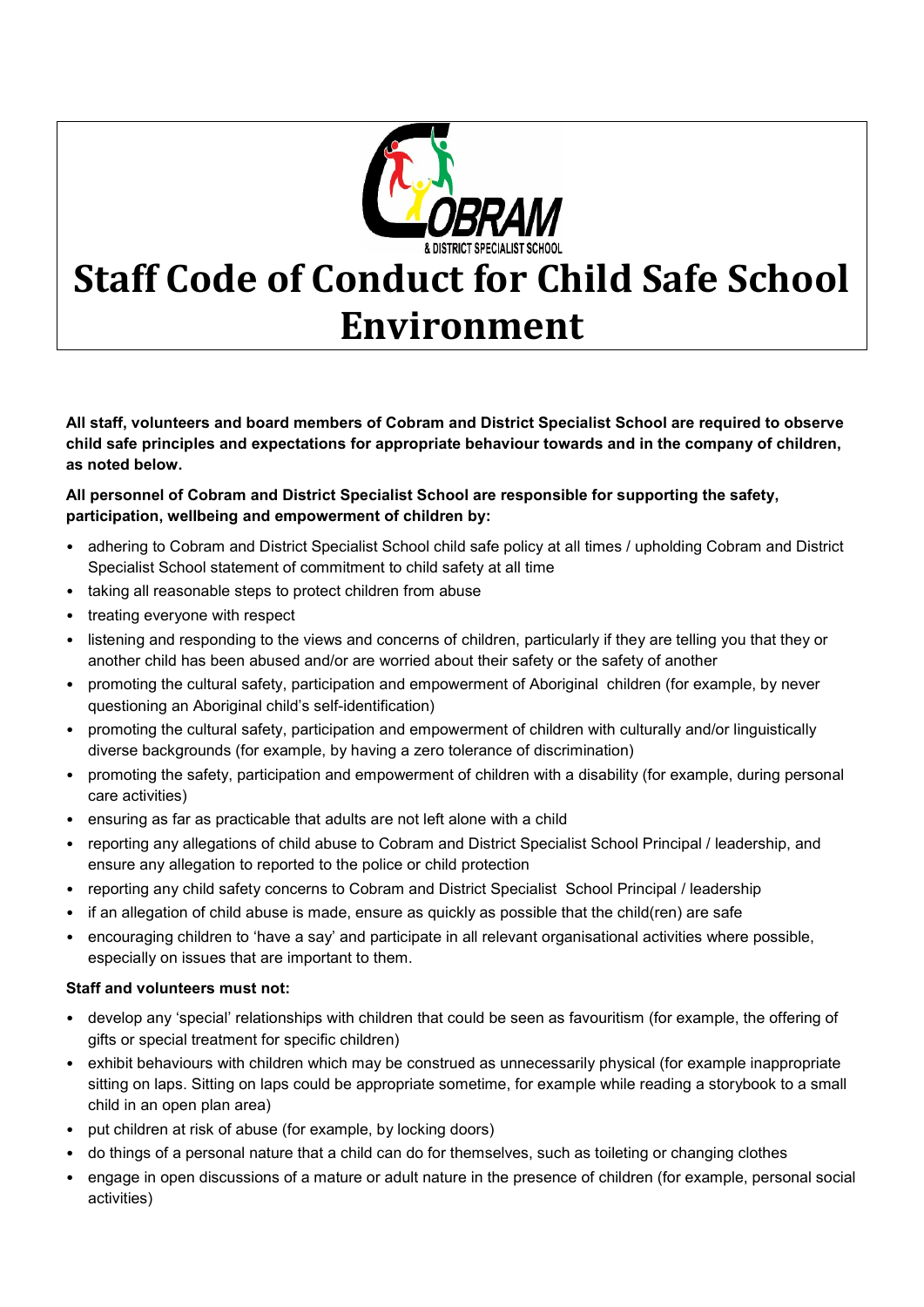# Staff Code of Conduct for Child Safe School Environment

**All staff, volunteers and board members of Cobram and District Specialist School are required to observe child safe principles and expectations for appropriate behaviour towards and in the company of children, as noted below.**

**All personnel of Cobram and District Specialist School are responsible for supporting the safety, participation, wellbeing and empowerment of children by:**

- adhering to Cobram and District Specialist School child safe policy at all times / upholding Cobram and District Specialist School statement of commitment to child safety at all time
- taking all reasonable steps to protect children from abuse
- treating everyone with respect
- listening and responding to the views and concerns of children, particularly if they are telling you that they or another child has been abused and/or are worried about their safety or the safety of another
- promoting the cultural safety, participation and empowerment of Aboriginal children (for example, by never questioning an Aboriginal child's self-identification)
- promoting the cultural safety, participation and empowerment of children with culturally and/or linguistically diverse backgrounds (for example, by having a zero tolerance of discrimination)
- promoting the safety, participation and empowerment of children with a disability (for example, during personal care activities)
- ensuring as far as practicable that adults are not left alone with a child
- reporting any allegations of child abuse to Cobram and District Specialist School Principal / leadership, and ensure any allegation to reported to the police or child protection
- reporting any child safety concerns to Cobram and District Specialist School Principal / leadership
- if an allegation of child abuse is made, ensure as quickly as possible that the child(ren) are safe
- encouraging children to 'have a say' and participate in all relevant organisational activities where possible, especially on issues that are important to them.

**Staff and volunteers must not:**

- develop any 'special' relationships with children that could be seen as favouritism (for example, the offering of gifts or special treatment for specific children)
- exhibit behaviours with children which may be construed as unnecessarily physical (for example inappropriate sitting on laps. Sitting on laps could be appropriate sometime, for example while reading a storybook to a small child in an open plan area)
- put children at risk of abuse (for example, by locking doors)
- do things of a personal nature that a child can do for themselves, such as toileting or changing clothes
- engage in open discussions of a mature or adult nature in the presence of children (for example, personal social activities)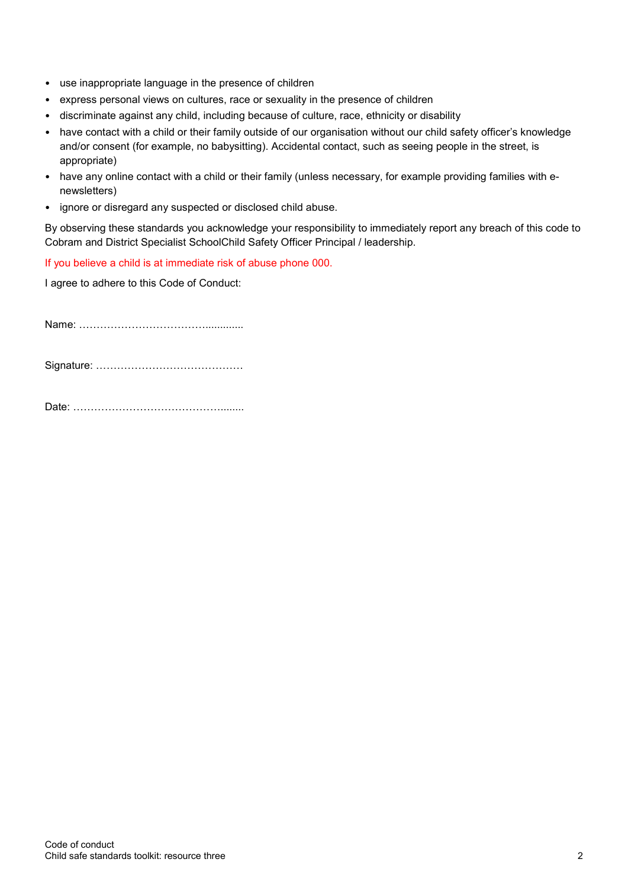- use inappropriate language in the presence of children
- express personal views on cultures, race or sexuality in the presence of children
- discriminate against any child, including because of culture, race, ethnicity or disability
- have contact with a child or their family outside of our organisation without our child safety officer's knowledge and/or consent (for example, no babysitting). Accidental contact, such as seeing people in the street, is appropriate)
- have any online contact with a child or their family (unless necessary, for example providing families with e-newsletters)
- ignore or disregard any suspected or disclosed child abuse.

By observing these standards you acknowledge your responsibility to immediately report any breach of this code to Cobram and District Specialist SchoolChild Safety Officer Principal / leadership.

If you believe a child is at immediate risk of abuse phone 000.

I agree to adhere to this Code of Conduct:

Name: ………………………………..............

Signature: ……………………………………

Date: …………………………………….......